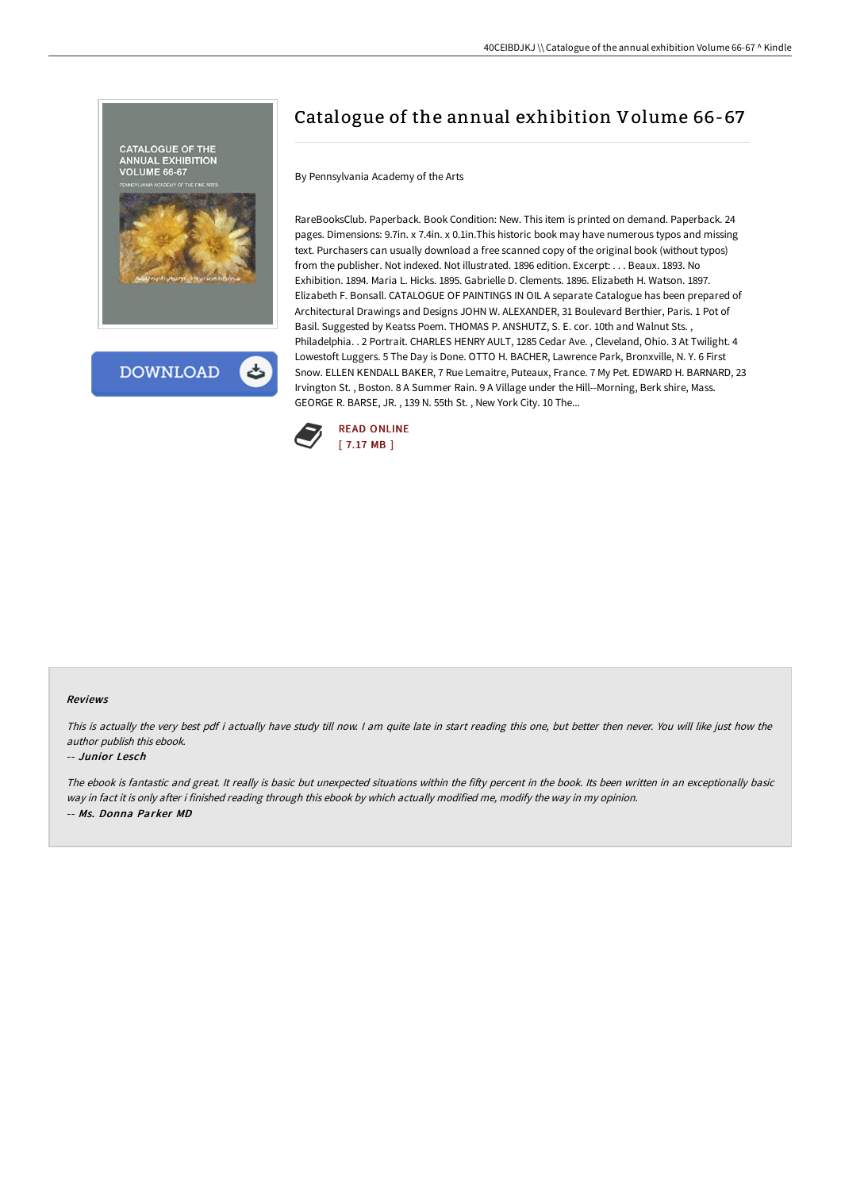# Catalogue of the annual exhibition Volume 66-67

By Pennsylvania Academy of the Arts

RareBooksClub. Paperback. Book Condition: New. This item is printed on demand. Paperback. 24 pages. Dimensions: 9.7in. x 7.4in. x 0.1in.This historic book may have numerous typos and missing text. Purchasers can usually download a free scanned copy of the original book (without typos) from the publisher. Not indexed. Not illustrated. 1896 edition. Excerpt: . . . Beaux. 1893. No Exhibition. 1894. Maria L. Hicks. 1895. Gabrielle D. Clements. 1896. Elizabeth H. Watson. 1897. Elizabeth F. Bonsall. CATALOGUE OF PAINTINGS IN OIL A separate Catalogue has been prepared of Architectural Drawings and Designs JOHN W. ALEXANDER, 31 Boulevard Berthier, Paris. 1 Pot of Basil. Suggested by Keatss Poem. THOMAS P. ANSHUTZ, S. E. cor. 10th and Walnut Sts. , Philadelphia. . 2 Portrait. CHARLES HENRY AULT, 1285 Cedar Ave. , Cleveland, Ohio. 3 At Twilight. 4 Lowestoft Luggers. 5 The Day is Done. OTTO H. BACHER, Lawrence Park, Bronxville, N. Y. 6 First Snow. ELLEN KENDALL BAKER, 7 Rue Lemaitre, Puteaux, France. 7 My Pet. EDWARD H. BARNARD, 23 Irvington St. , Boston. 8 A Summer Rain. 9 A Village under the Hill--Morning, Berk shire, Mass. GEORGE R. BARSE, JR. , 139 N. 55th St. , New York City. 10 The...

READ ONLINE
[ 7.17 MB ]

### Reviews

*This is actually the very best pdf i actually have study till now. I am quite late in start reading this one, but better then never. You will like just how the author publish this ebook.*

*-- Junior Lesch*

*The ebook is fantastic and great. It really is basic but unexpected situations within the fifty percent in the book. Its been written in an exceptionally basic way in fact it is only after i finished reading through this ebook by which actually modified me, modify the way in my opinion.*

*-- Ms. Donna Parker MD*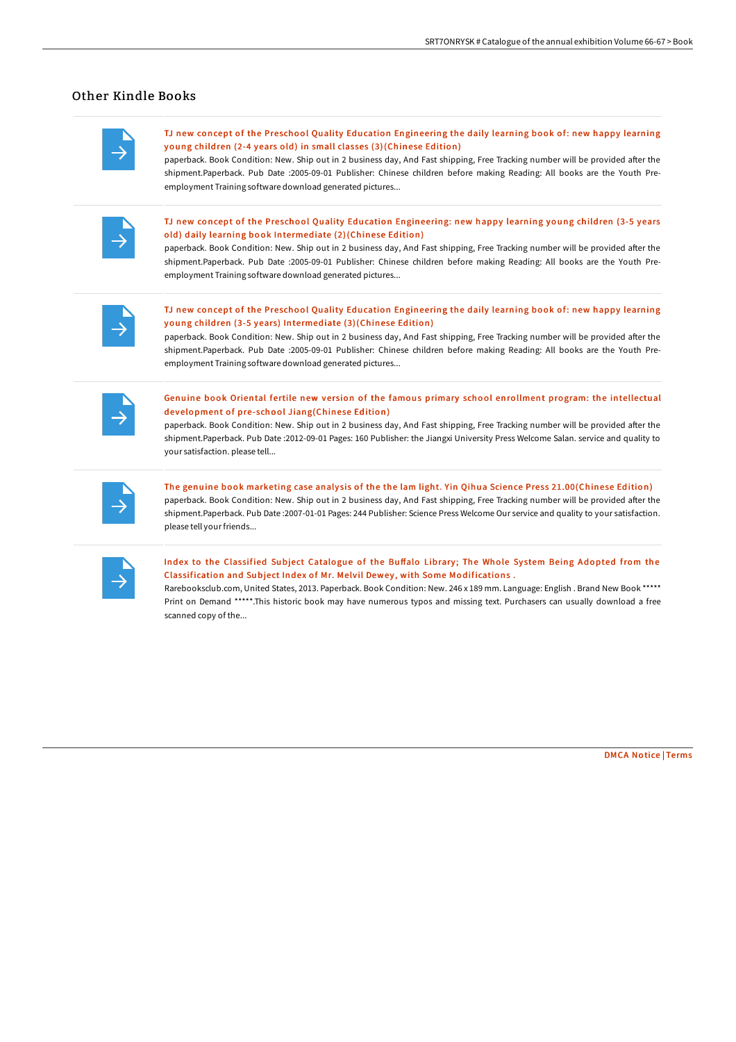## Other Kindle Books

**TJ new concept of the Preschool Quality Education Engineering the daily learning book of: new happy learning young children (2-4 years old) in small classes (3)(Chinese Edition)**

paperback. Book Condition: New. Ship out in 2 business day, And Fast shipping, Free Tracking number will be provided after the shipment.Paperback. Pub Date :2005-09-01 Publisher: Chinese children before making Reading: All books are the Youth Pre-employment Training software download generated pictures...

**TJ new concept of the Preschool Quality Education Engineering: new happy learning young children (3-5 years old) daily learning book Intermediate (2)(Chinese Edition)**

paperback. Book Condition: New. Ship out in 2 business day, And Fast shipping, Free Tracking number will be provided after the shipment.Paperback. Pub Date :2005-09-01 Publisher: Chinese children before making Reading: All books are the Youth Pre-employment Training software download generated pictures...

**TJ new concept of the Preschool Quality Education Engineering the daily learning book of: new happy learning young children (3-5 years) Intermediate (3)(Chinese Edition)**

paperback. Book Condition: New. Ship out in 2 business day, And Fast shipping, Free Tracking number will be provided after the shipment.Paperback. Pub Date :2005-09-01 Publisher: Chinese children before making Reading: All books are the Youth Pre-employment Training software download generated pictures...

**Genuine book Oriental fertile new version of the famous primary school enrollment program: the intellectual development of pre-school Jiang(Chinese Edition)**

paperback. Book Condition: New. Ship out in 2 business day, And Fast shipping, Free Tracking number will be provided after the shipment.Paperback. Pub Date :2012-09-01 Pages: 160 Publisher: the Jiangxi University Press Welcome Salan. service and quality to your satisfaction. please tell...

**The genuine book marketing case analysis of the the lam light. Yin Qihua Science Press 21.00(Chinese Edition)**

paperback. Book Condition: New. Ship out in 2 business day, And Fast shipping, Free Tracking number will be provided after the shipment.Paperback. Pub Date :2007-01-01 Pages: 244 Publisher: Science Press Welcome Our service and quality to your satisfaction. please tell your friends...

**Index to the Classified Subject Catalogue of the Buffalo Library; The Whole System Being Adopted from the Classification and Subject Index of Mr. Melvil Dewey, with Some Modifications .**

Rarebooksclub.com, United States, 2013. Paperback. Book Condition: New. 246 x 189 mm. Language: English . Brand New Book ***** Print on Demand *****.This historic book may have numerous typos and missing text. Purchasers can usually download a free scanned copy of the...